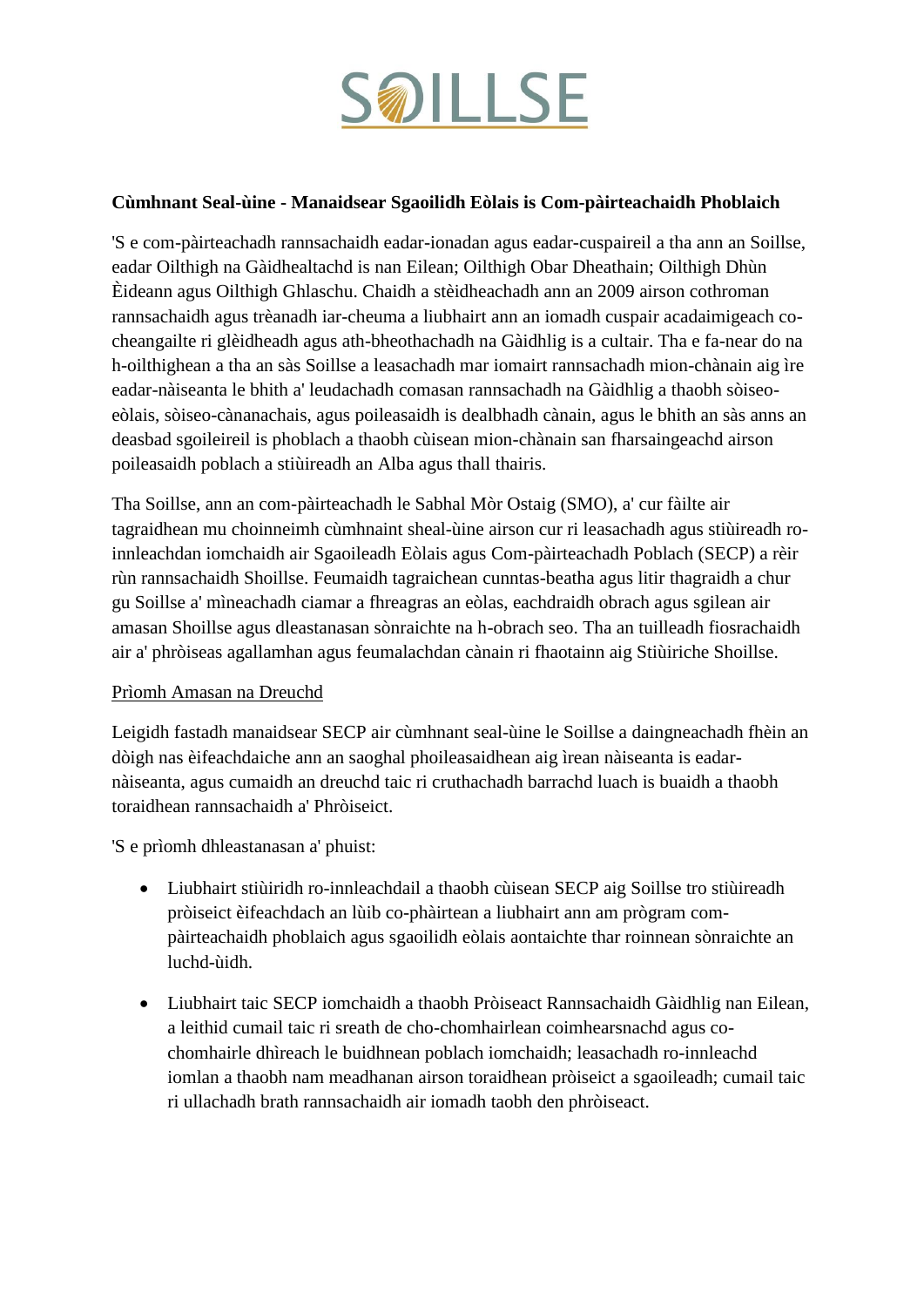# SOILLSE

**Cùmhnant Seal-ùine - Manaidsear Sgaoilidh Eòlais is Com-pàirteachaidh Phoblaich**

'S e com-pàirteachadh rannsachaidh eadar-ionadan agus eadar-cuspaireil a tha ann an Soillse, eadar Oilthigh na Gàidhealtachd is nan Eilean; Oilthigh Obar Dheathain; Oilthigh Dhùn Èideann agus Oilthigh Ghlaschu. Chaidh a stèidheachadh ann an 2009 airson cothroman rannsachaidh agus trèanadh iar-cheuma a liubhairt ann an iomadh cuspair acadaimigeach co-cheangailte ri glèidheadh agus ath-bheothachadh na Gàidhlig is a cultair. Tha e fa-near do na h-oilthighean a tha an sàs Soillse a leasachadh mar iomairt rannsachadh mion-chànain aig ìre eadar-nàiseanta le bhith a' leudachadh comasan rannsachadh na Gàidhlig a thaobh sòiseo-eòlais, sòiseo-cànanachais, agus poileasaidh is dealbhadh cànain, agus le bhith an sàs anns an deasbad sgoileireil is phoblach a thaobh cùisean mion-chànain san fharsaingeachd airson poileasaidh poblach a stiùireadh an Alba agus thall thairis.

Tha Soillse, ann an com-pàirteachadh le Sabhal Mòr Ostaig (SMO), a' cur fàilte air tagraidhean mu choinneimh cùmhnaint sheal-ùine airson cur ri leasachadh agus stiùireadh ro-innleachdan iomchaidh air Sgaoileadh Eòlais agus Com-pàirteachadh Poblach (SECP) a rèir rùn rannsachaidh Shoillse. Feumaidh tagraichean cunntas-beatha agus litir thagraidh a chur gu Soillse a' mìneachadh ciamar a fhreagras an eòlas, eachdraidh obrach agus sgilean air amasan Shoillse agus dleastanasan sònraichte na h-obrach seo. Tha an tuilleadh fiosrachaidh air a' phròiseas agallamhan agus feumalachdan cànain ri fhaotainn aig Stiùiriche Shoillse.

<u>Prìomh Amasan na Dreuchd</u>

Leigidh fastadh manaidsear SECP air cùmhnant seal-ùine le Soillse a daingneachadh fhèin an dòigh nas èifeachdaiche ann an saoghal phoileasaidhean aig ìrean nàiseanta is eadar-nàiseanta, agus cumaidh an dreuchd taic ri cruthachadh barrachd luach is buaidh a thaobh toraidhean rannsachaidh a' Phròiseict.

'S e prìomh dhleastanasan a' phuist:

- Liubhairt stiùiridh ro-innleachdail a thaobh cùisean SECP aig Soillse tro stiùireadh pròiseict èifeachdach an lùib co-phàirtean a liubhairt ann am prògram com-pàirteachaidh phoblaich agus sgaoilidh eòlais aontaichte thar roinnean sònraichte an luchd-ùidh.

- Liubhairt taic SECP iomchaidh a thaobh Pròiseact Rannsachaidh Gàidhlig nan Eilean, a leithid cumail taic ri sreath de cho-chomhairlean coimhearsnachd agus co-chomhairle dhìreach le buidhnean poblach iomchaidh; leasachadh ro-innleachd iomlan a thaobh nam meadhanan airson toraidhean pròiseict a sgaoileadh; cumail taic ri ullachadh brath rannsachaidh air iomadh taobh den phròiseact.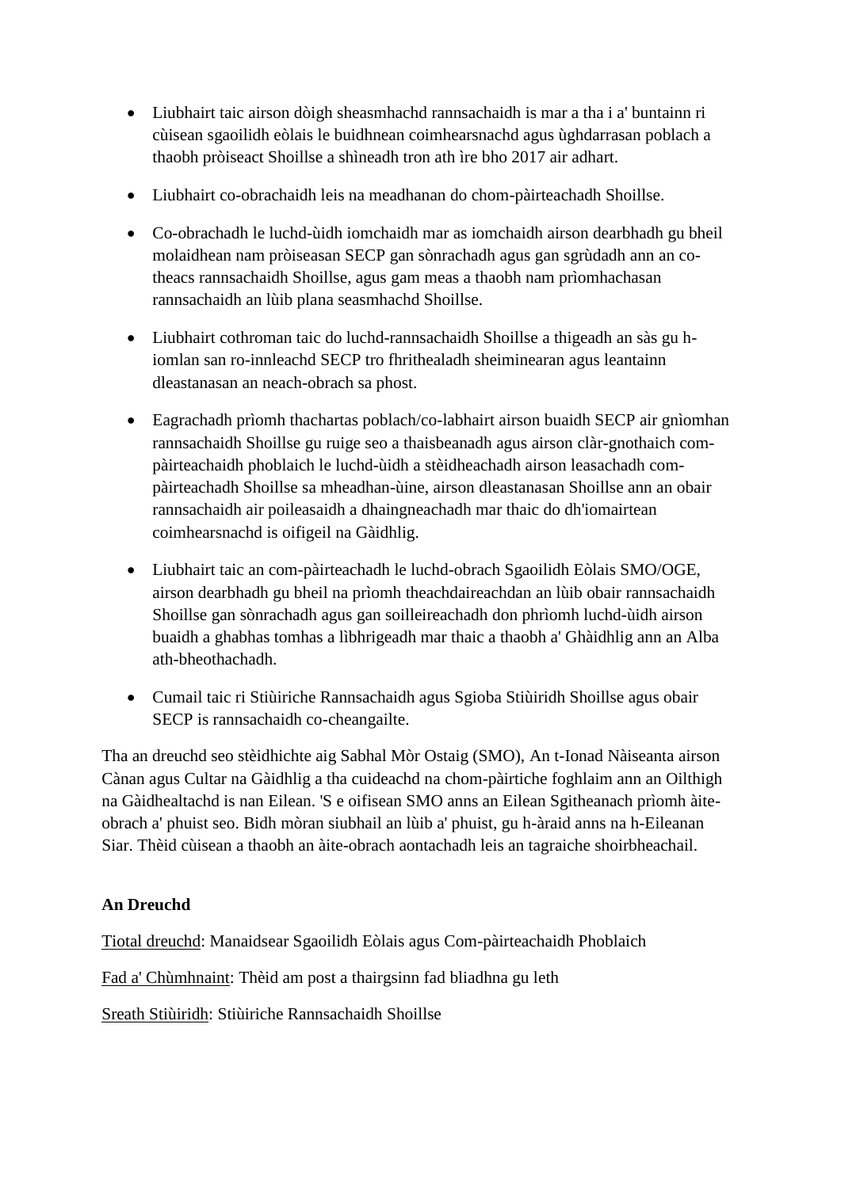- Liubhairt taic airson dòigh sheasmhachd rannsachaidh is mar a tha i a' buntainn ri cùisean sgaoilidh eòlais le buidhnean coimhearsnachd agus ùghdarrasan poblach a thaobh pròiseact Shoillse a shìneadh tron ath ìre bho 2017 air adhart.

- Liubhairt co-obrachaidh leis na meadhanan do chom-pàirteachadh Shoillse.

- Co-obrachadh le luchd-ùidh iomchaidh mar as iomchaidh airson dearbhadh gu bheil molaidhean nam pròiseasan SECP gan sònrachadh agus gan sgrùdadh ann an co-theacs rannsachaidh Shoillse, agus gam meas a thaobh nam prìomhachasan rannsachaidh an lùib plana seasmhachd Shoillse.

- Liubhairt cothroman taic do luchd-rannsachaidh Shoillse a thigeadh an sàs gu h-iomlan san ro-innleachd SECP tro fhrithealadh sheiminearan agus leantainn dleastanasan an neach-obrach sa phost.

- Eagrachadh prìomh thachartas poblach/co-labhairt airson buaidh SECP air gnìomhan rannsachaidh Shoillse gu ruige seo a thaisbeanadh agus airson clàr-gnothaich com-pàirteachaidh phoblaich le luchd-ùidh a stèidheachadh airson leasachadh com-pàirteachadh Shoillse sa mheadhan-ùine, airson dleastanasan Shoillse ann an obair rannsachaidh air poileasaidh a dhaingneachadh mar thaic do dh'iomairtean coimhearsnachd is oifigeil na Gàidhlig.

- Liubhairt taic an com-pàirteachadh le luchd-obrach Sgaoilidh Eòlais SMO/OGE, airson dearbhadh gu bheil na prìomh theachdaireachdan an lùib obair rannsachaidh Shoillse gan sònrachadh agus gan soilleireachadh don phrìomh luchd-ùidh airson buaidh a ghabhas tomhas a lìbhrigeadh mar thaic a thaobh a' Ghàidhlig ann an Alba ath-bheothachadh.

- Cumail taic ri Stiùiriche Rannsachaidh agus Sgioba Stiùiridh Shoillse agus obair SECP is rannsachaidh co-cheangailte.

Tha an dreuchd seo stèidhichte aig Sabhal Mòr Ostaig (SMO), An t-Ionad Nàiseanta airson Cànan agus Cultar na Gàidhlig a tha cuideachd na chom-pàirtiche foghlaim ann an Oilthigh na Gàidhealtachd is nan Eilean. 'S e oifisean SMO anns an Eilean Sgitheanach prìomh àite-obrach a' phuist seo. Bidh mòran siubhail an lùib a' phuist, gu h-àraid anns na h-Eileanan Siar. Thèid cùisean a thaobh an àite-obrach aontachadh leis an tagraiche shoirbheachail.

**An Dreuchd**

Tiotal dreuchd: Manaidsear Sgaoilidh Eòlais agus Com-pàirteachaidh Phoblaich

Fad a' Chùmhnaint: Thèid am post a thairgsinn fad bliadhna gu leth

Sreath Stiùiridh: Stiùiriche Rannsachaidh Shoillse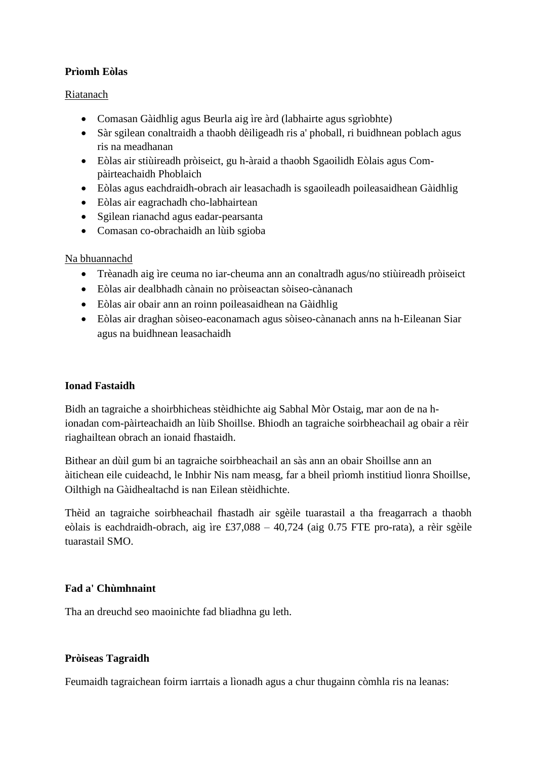**Prìomh Eòlas**

Riatanach

- Comasan Gàidhlig agus Beurla aig ìre àrd (labhairte agus sgrìobhte)
- Sàr sgilean conaltraidh a thaobh dèiligeadh ris a' phoball, ri buidhnean poblach agus ris na meadhanan
- Eòlas air stiùireadh pròiseict, gu h-àraid a thaobh Sgaoilidh Eòlais agus Com-pàirteachaidh Phoblaich
- Eòlas agus eachdraidh-obrach air leasachadh is sgaoileadh poileasaidhean Gàidhlig
- Eòlas air eagrachadh cho-labhairtean
- Sgilean rianachd agus eadar-pearsanta
- Comasan co-obrachaidh an lùib sgioba

Na bhuannachd

- Trèanadh aig ìre ceuma no iar-cheuma ann an conaltradh agus/no stiùireadh pròiseict
- Eòlas air dealbhadh cànain no pròiseactan sòiseo-cànanach
- Eòlas air obair ann an roinn poileasaidhean na Gàidhlig
- Eòlas air draghan sòiseo-eaconamach agus sòiseo-cànanach anns na h-Eileanan Siar agus na buidhnean leasachaidh

**Ionad Fastaidh**

Bidh an tagraiche a shoirbhicheas stèidhichte aig Sabhal Mòr Ostaig, mar aon de na h-ionadan com-pàirteachaidh an lùib Shoillse. Bhiodh an tagraiche soirbheachail ag obair a rèir riaghailtean obrach an ionaid fhastaidh.

Bithear an dùil gum bi an tagraiche soirbheachail an sàs ann an obair Shoillse ann an àitichean eile cuideachd, le Inbhir Nis nam measg, far a bheil prìomh institiud lìonra Shoillse, Oilthigh na Gàidhealtachd is nan Eilean stèidhichte.

Thèid an tagraiche soirbheachail fhastadh air sgèile tuarastail a tha freagarrach a thaobh eòlais is eachdraidh-obrach, aig ìre £37,088 – 40,724 (aig 0.75 FTE pro-rata), a rèir sgèile tuarastail SMO.

**Fad a' Chùmhnaint**

Tha an dreuchd seo maoinichte fad bliadhna gu leth.

**Pròiseas Tagraidh**

Feumaidh tagraichean foirm iarrtais a lìonadh agus a chur thugainn còmhla ris na leanas: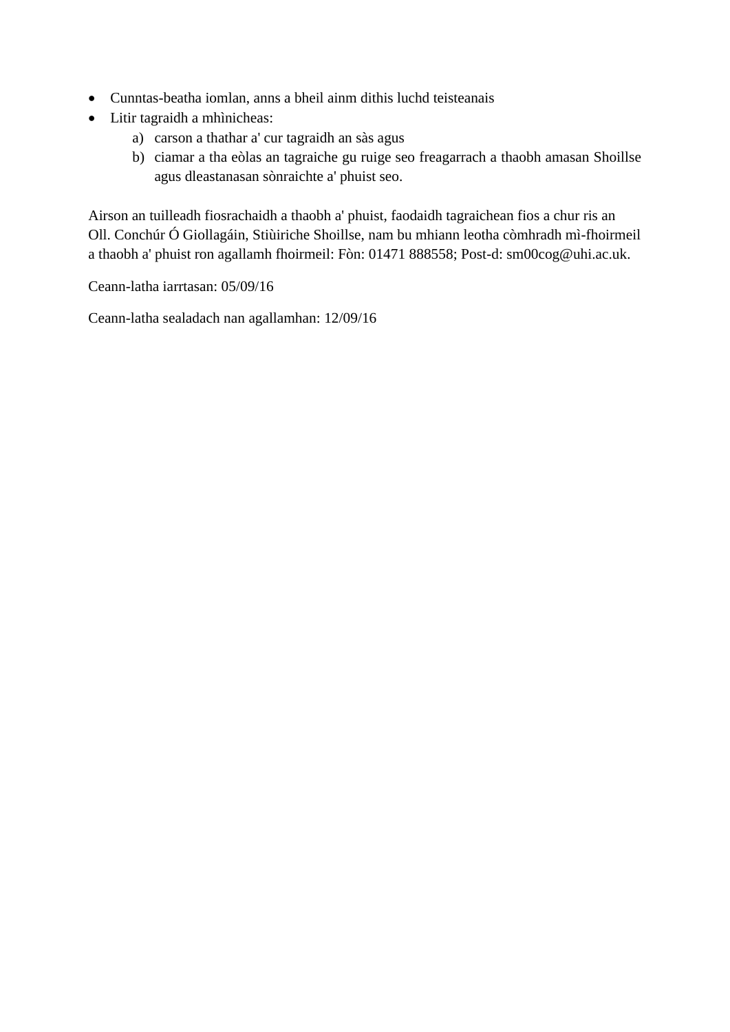- Cunntas-beatha iomlan, anns a bheil ainm dithis luchd teisteanais
- Litir tagraidh a mhìnicheas:
    a) carson a thathar a' cur tagraidh an sàs agus
    b) ciamar a tha eòlas an tagraiche gu ruige seo freagarrach a thaobh amasan Shoillse agus dleastanasan sònraichte a' phuist seo.

Airson an tuilleadh fiosrachaidh a thaobh a' phuist, faodaidh tagraichean fios a chur ris an Oll. Conchúr Ó Giollagáin, Stiùiriche Shoillse, nam bu mhiann leotha còmhradh mì-fhoirmeil a thaobh a' phuist ron agallamh fhoirmeil: Fòn: 01471 888558; Post-d: sm00cog@uhi.ac.uk.

Ceann-latha iarrtasan: 05/09/16

Ceann-latha sealadach nan agallamhan: 12/09/16